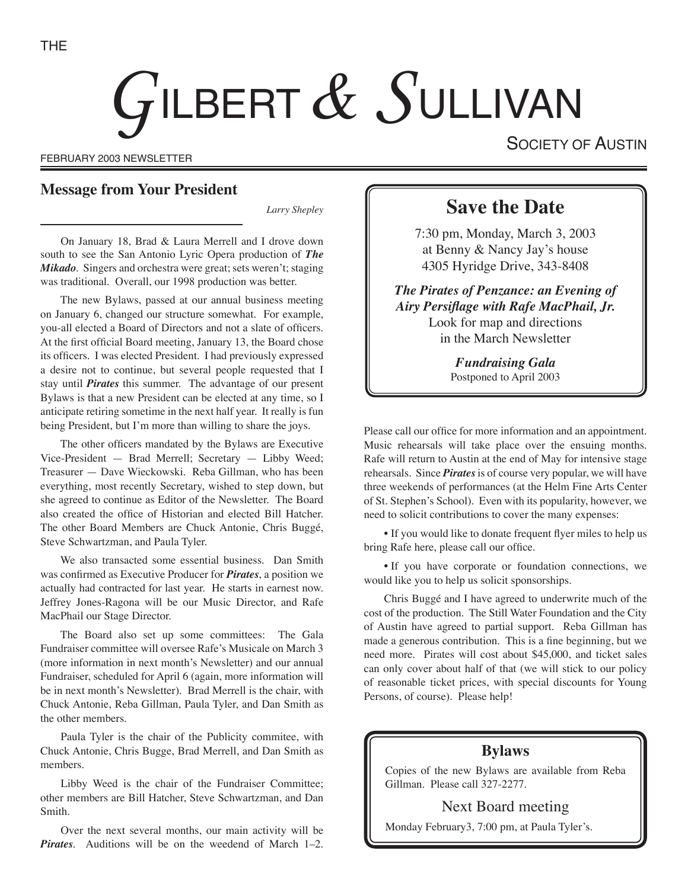THE

# GILBERT & SULLIVAN

SOCIETY OF AUSTIN

FEBRUARY 2003 NEWSLETTER

## Message from Your President

*Larry Shepley*

On January 18, Brad & Laura Merrell and I drove down south to see the San Antonio Lyric Opera production of ***The Mikado***. Singers and orchestra were great; sets weren't; staging was traditional. Overall, our 1998 production was better.

The new Bylaws, passed at our annual business meeting on January 6, changed our structure somewhat. For example, you-all elected a Board of Directors and not a slate of officers. At the first official Board meeting, January 13, the Board chose its officers. I was elected President. I had previously expressed a desire not to continue, but several people requested that I stay until ***Pirates*** this summer. The advantage of our present Bylaws is that a new President can be elected at any time, so I anticipate retiring sometime in the next half year. It really is fun being President, but I'm more than willing to share the joys.

The other officers mandated by the Bylaws are Executive Vice-President — Brad Merrell; Secretary — Libby Weed; Treasurer — Dave Wieckowski. Reba Gillman, who has been everything, most recently Secretary, wished to step down, but she agreed to continue as Editor of the Newsletter. The Board also created the office of Historian and elected Bill Hatcher. The other Board Members are Chuck Antonie, Chris Buggé, Steve Schwartzman, and Paula Tyler.

We also transacted some essential business. Dan Smith was confirmed as Executive Producer for ***Pirates***, a position we actually had contracted for last year. He starts in earnest now. Jeffrey Jones-Ragona will be our Music Director, and Rafe MacPhail our Stage Director.

The Board also set up some committees: The Gala Fundraiser committee will oversee Rafe's Musicale on March 3 (more information in next month's Newsletter) and our annual Fundraiser, scheduled for April 6 (again, more information will be in next month's Newsletter). Brad Merrell is the chair, with Chuck Antonie, Reba Gillman, Paula Tyler, and Dan Smith as the other members.

Paula Tyler is the chair of the Publicity commitee, with Chuck Antonie, Chris Bugge, Brad Merrell, and Dan Smith as members.

Libby Weed is the chair of the Fundraiser Committee; other members are Bill Hatcher, Steve Schwartzman, and Dan Smith.

Over the next several months, our main activity will be ***Pirates***. Auditions will be on the weedend of March 1–2. Please call our office for more information and an appointment. Music rehearsals will take place over the ensuing months. Rafe will return to Austin at the end of May for intensive stage rehearsals. Since ***Pirates*** is of course very popular, we will have three weekends of performances (at the Helm Fine Arts Center of St. Stephen's School). Even with its popularity, however, we need to solicit contributions to cover the many expenses:

• If you would like to donate frequent flyer miles to help us bring Rafe here, please call our office.

• If you have corporate or foundation connections, we would like you to help us solicit sponsorships.

Chris Buggé and I have agreed to underwrite much of the cost of the production. The Still Water Foundation and the City of Austin have agreed to partial support. Reba Gillman has made a generous contribution. This is a fine beginning, but we need more. Pirates will cost about $45,000, and ticket sales can only cover about half of that (we will stick to our policy of reasonable ticket prices, with special discounts for Young Persons, of course). Please help!

## Save the Date

7:30 pm, Monday, March 3, 2003
at Benny & Nancy Jay's house
4305 Hyridge Drive, 343-8408

***The Pirates of Penzance: an Evening of Airy Persiflage with Rafe MacPhail, Jr.***
Look for map and directions
in the March Newsletter

***Fundraising Gala***
Postponed to April 2003

## Bylaws

Copies of the new Bylaws are available from Reba Gillman. Please call 327-2277.

### Next Board meeting

Monday February3, 7:00 pm, at Paula Tyler's.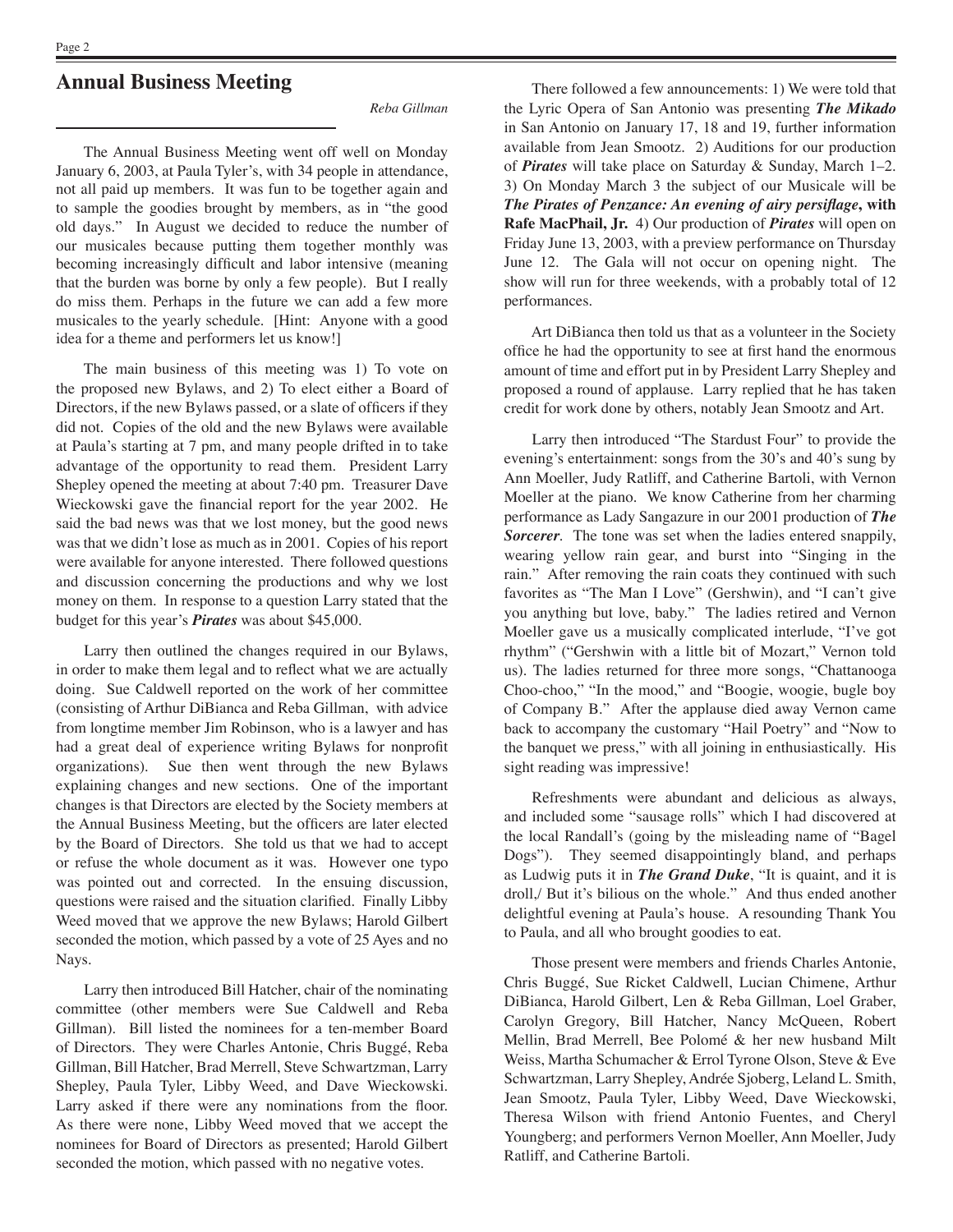## Annual Business Meeting

*Reba Gillman*

The Annual Business Meeting went off well on Monday January 6, 2003, at Paula Tyler's, with 34 people in attendance, not all paid up members. It was fun to be together again and to sample the goodies brought by members, as in "the good old days." In August we decided to reduce the number of our musicales because putting them together monthly was becoming increasingly difficult and labor intensive (meaning that the burden was borne by only a few people). But I really do miss them. Perhaps in the future we can add a few more musicales to the yearly schedule. [Hint: Anyone with a good idea for a theme and performers let us know!]

The main business of this meeting was 1) To vote on the proposed new Bylaws, and 2) To elect either a Board of Directors, if the new Bylaws passed, or a slate of officers if they did not. Copies of the old and the new Bylaws were available at Paula's starting at 7 pm, and many people drifted in to take advantage of the opportunity to read them. President Larry Shepley opened the meeting at about 7:40 pm. Treasurer Dave Wieckowski gave the financial report for the year 2002. He said the bad news was that we lost money, but the good news was that we didn't lose as much as in 2001. Copies of his report were available for anyone interested. There followed questions and discussion concerning the productions and why we lost money on them. In response to a question Larry stated that the budget for this year's ***Pirates*** was about $45,000.

Larry then outlined the changes required in our Bylaws, in order to make them legal and to reflect what we are actually doing. Sue Caldwell reported on the work of her committee (consisting of Arthur DiBianca and Reba Gillman, with advice from longtime member Jim Robinson, who is a lawyer and has had a great deal of experience writing Bylaws for nonprofit organizations). Sue then went through the new Bylaws explaining changes and new sections. One of the important changes is that Directors are elected by the Society members at the Annual Business Meeting, but the officers are later elected by the Board of Directors. She told us that we had to accept or refuse the whole document as it was. However one typo was pointed out and corrected. In the ensuing discussion, questions were raised and the situation clarified. Finally Libby Weed moved that we approve the new Bylaws; Harold Gilbert seconded the motion, which passed by a vote of 25 Ayes and no Nays.

Larry then introduced Bill Hatcher, chair of the nominating committee (other members were Sue Caldwell and Reba Gillman). Bill listed the nominees for a ten-member Board of Directors. They were Charles Antonie, Chris Buggé, Reba Gillman, Bill Hatcher, Brad Merrell, Steve Schwartzman, Larry Shepley, Paula Tyler, Libby Weed, and Dave Wieckowski. Larry asked if there were any nominations from the floor. As there were none, Libby Weed moved that we accept the nominees for Board of Directors as presented; Harold Gilbert seconded the motion, which passed with no negative votes.

There followed a few announcements: 1) We were told that the Lyric Opera of San Antonio was presenting ***The Mikado*** in San Antonio on January 17, 18 and 19, further information available from Jean Smootz. 2) Auditions for our production of ***Pirates*** will take place on Saturday & Sunday, March 1–2. 3) On Monday March 3 the subject of our Musicale will be ***The Pirates of Penzance: An evening of airy persiflage*, with Rafe MacPhail, Jr.** 4) Our production of ***Pirates*** will open on Friday June 13, 2003, with a preview performance on Thursday June 12. The Gala will not occur on opening night. The show will run for three weekends, with a probably total of 12 performances.

Art DiBianca then told us that as a volunteer in the Society office he had the opportunity to see at first hand the enormous amount of time and effort put in by President Larry Shepley and proposed a round of applause. Larry replied that he has taken credit for work done by others, notably Jean Smootz and Art.

Larry then introduced "The Stardust Four" to provide the evening's entertainment: songs from the 30's and 40's sung by Ann Moeller, Judy Ratliff, and Catherine Bartoli, with Vernon Moeller at the piano. We know Catherine from her charming performance as Lady Sangazure in our 2001 production of ***The Sorcerer***. The tone was set when the ladies entered snappily, wearing yellow rain gear, and burst into "Singing in the rain." After removing the rain coats they continued with such favorites as "The Man I Love" (Gershwin), and "I can't give you anything but love, baby." The ladies retired and Vernon Moeller gave us a musically complicated interlude, "I've got rhythm" ("Gershwin with a little bit of Mozart," Vernon told us). The ladies returned for three more songs, "Chattanooga Choo-choo," "In the mood," and "Boogie, woogie, bugle boy of Company B." After the applause died away Vernon came back to accompany the customary "Hail Poetry" and "Now to the banquet we press," with all joining in enthusiastically. His sight reading was impressive!

Refreshments were abundant and delicious as always, and included some "sausage rolls" which I had discovered at the local Randall's (going by the misleading name of "Bagel Dogs"). They seemed disappointingly bland, and perhaps as Ludwig puts it in ***The Grand Duke***, "It is quaint, and it is droll,/ But it's bilious on the whole." And thus ended another delightful evening at Paula's house. A resounding Thank You to Paula, and all who brought goodies to eat.

Those present were members and friends Charles Antonie, Chris Buggé, Sue Ricket Caldwell, Lucian Chimene, Arthur DiBianca, Harold Gilbert, Len & Reba Gillman, Loel Graber, Carolyn Gregory, Bill Hatcher, Nancy McQueen, Robert Mellin, Brad Merrell, Bee Polomé & her new husband Milt Weiss, Martha Schumacher & Errol Tyrone Olson, Steve & Eve Schwartzman, Larry Shepley, Andrée Sjoberg, Leland L. Smith, Jean Smootz, Paula Tyler, Libby Weed, Dave Wieckowski, Theresa Wilson with friend Antonio Fuentes, and Cheryl Youngberg; and performers Vernon Moeller, Ann Moeller, Judy Ratliff, and Catherine Bartoli.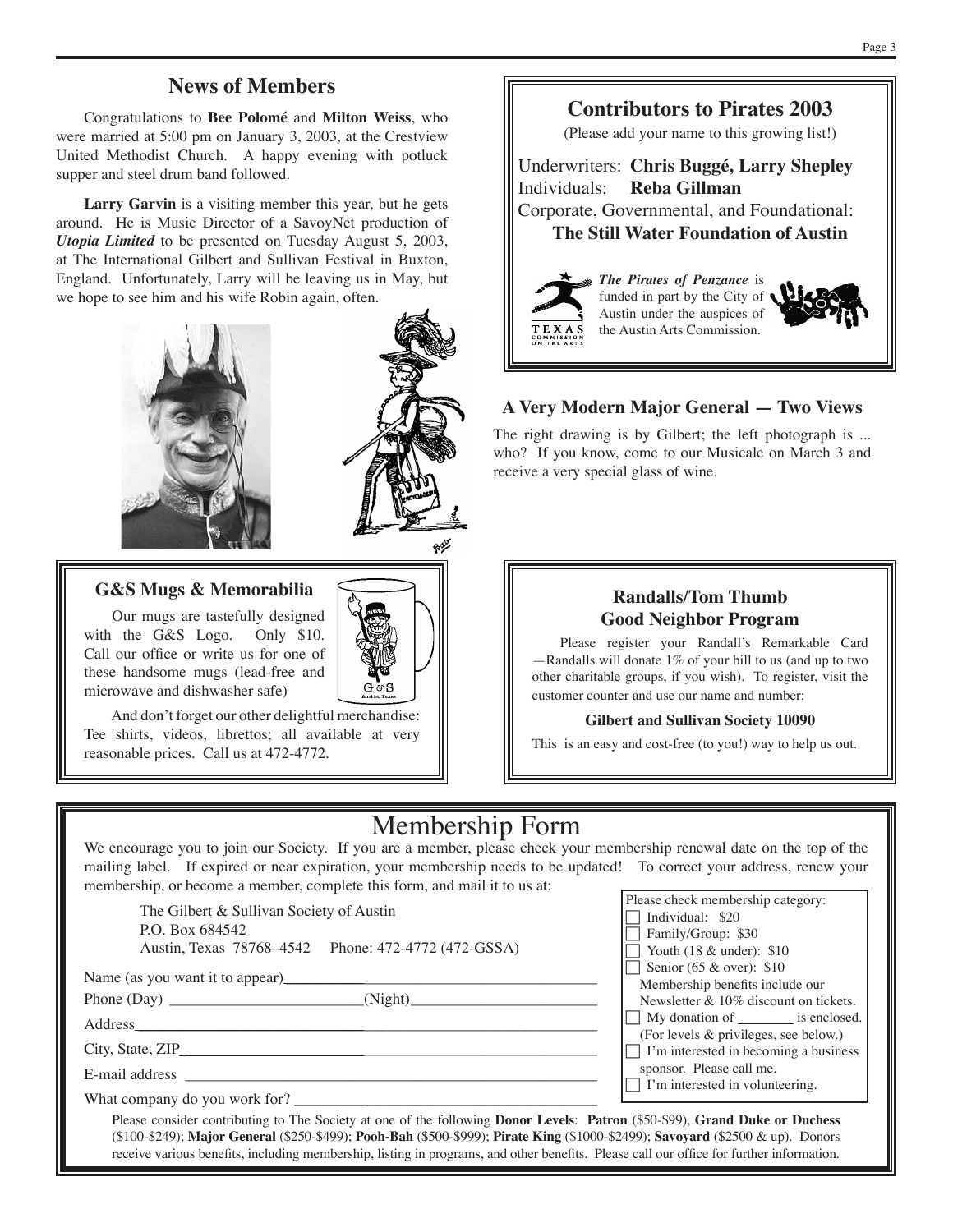## News of Members

Congratulations to **Bee Polomé** and **Milton Weiss**, who were married at 5:00 pm on January 3, 2003, at the Crestview United Methodist Church. A happy evening with potluck supper and steel drum band followed.

**Larry Garvin** is a visiting member this year, but he gets around. He is Music Director of a SavoyNet production of ***Utopia Limited*** to be presented on Tuesday August 5, 2003, at The International Gilbert and Sullivan Festival in Buxton, England. Unfortunately, Larry will be leaving us in May, but we hope to see him and his wife Robin again, often.

## Contributors to Pirates 2003

(Please add your name to this growing list!)

Underwriters: **Chris Buggé, Larry Shepley**
Individuals: **Reba Gillman**
Corporate, Governmental, and Foundational:
**The Still Water Foundation of Austin**

***The Pirates of Penzance*** is funded in part by the City of Austin under the auspices of the Austin Arts Commission.

TEXAS COMMISSION ON THE ARTS

### A Very Modern Major General — Two Views

The right drawing is by Gilbert; the left photograph is ... who? If you know, come to our Musicale on March 3 and receive a very special glass of wine.

### G&S Mugs & Memorabilia

Our mugs are tastefully designed with the G&S Logo. Only $10. Call our office or write us for one of these handsome mugs (lead-free and microwave and dishwasher safe)

And don't forget our other delightful merchandise: Tee shirts, videos, librettos; all available at very reasonable prices. Call us at 472-4772.

### Randalls/Tom Thumb Good Neighbor Program

Please register your Randall's Remarkable Card —Randalls will donate 1% of your bill to us (and up to two other charitable groups, if you wish). To register, visit the customer counter and use our name and number:

**Gilbert and Sullivan Society 10090**

This is an easy and cost-free (to you!) way to help us out.

# Membership Form

We encourage you to join our Society. If you are a member, please check your membership renewal date on the top of the mailing label. If expired or near expiration, your membership needs to be updated! To correct your address, renew your membership, or become a member, complete this form, and mail it to us at:

The Gilbert & Sullivan Society of Austin
P.O. Box 684542
Austin, Texas 78768–4542 Phone: 472-4772 (472-GSSA)

Name (as you want it to appear)\_\_\_\_\_\_\_\_\_\_\_\_\_\_\_\_\_\_\_\_

Phone (Day) \_\_\_\_\_\_\_\_\_\_\_\_(Night)\_\_\_\_\_\_\_\_\_\_\_\_

Address\_\_\_\_\_\_\_\_\_\_\_\_\_\_\_\_\_\_\_\_

City, State, ZIP\_\_\_\_\_\_\_\_\_\_\_\_\_\_\_\_\_\_\_\_

E-mail address \_\_\_\_\_\_\_\_\_\_\_\_\_\_\_\_\_\_\_\_

What company do you work for?\_\_\_\_\_\_\_\_\_\_\_\_\_\_\_\_\_\_\_\_

Please check membership category:
- ☐ Individual: $20
- ☐ Family/Group: $30
- ☐ Youth (18 & under): $10
- ☐ Senior (65 & over): $10

Membership benefits include our Newsletter & 10% discount on tickets.
- ☐ My donation of \_\_\_\_\_\_\_\_ is enclosed. (For levels & privileges, see below.)
- ☐ I'm interested in becoming a business sponsor. Please call me.
- ☐ I'm interested in volunteering.

Please consider contributing to The Society at one of the following **Donor Levels**: **Patron** ($50-$99), **Grand Duke or Duchess** ($100-$249); **Major General** ($250-$499); **Pooh-Bah** ($500-$999); **Pirate King** ($1000-$2499); **Savoyard** ($2500 & up). Donors receive various benefits, including membership, listing in programs, and other benefits. Please call our office for further information.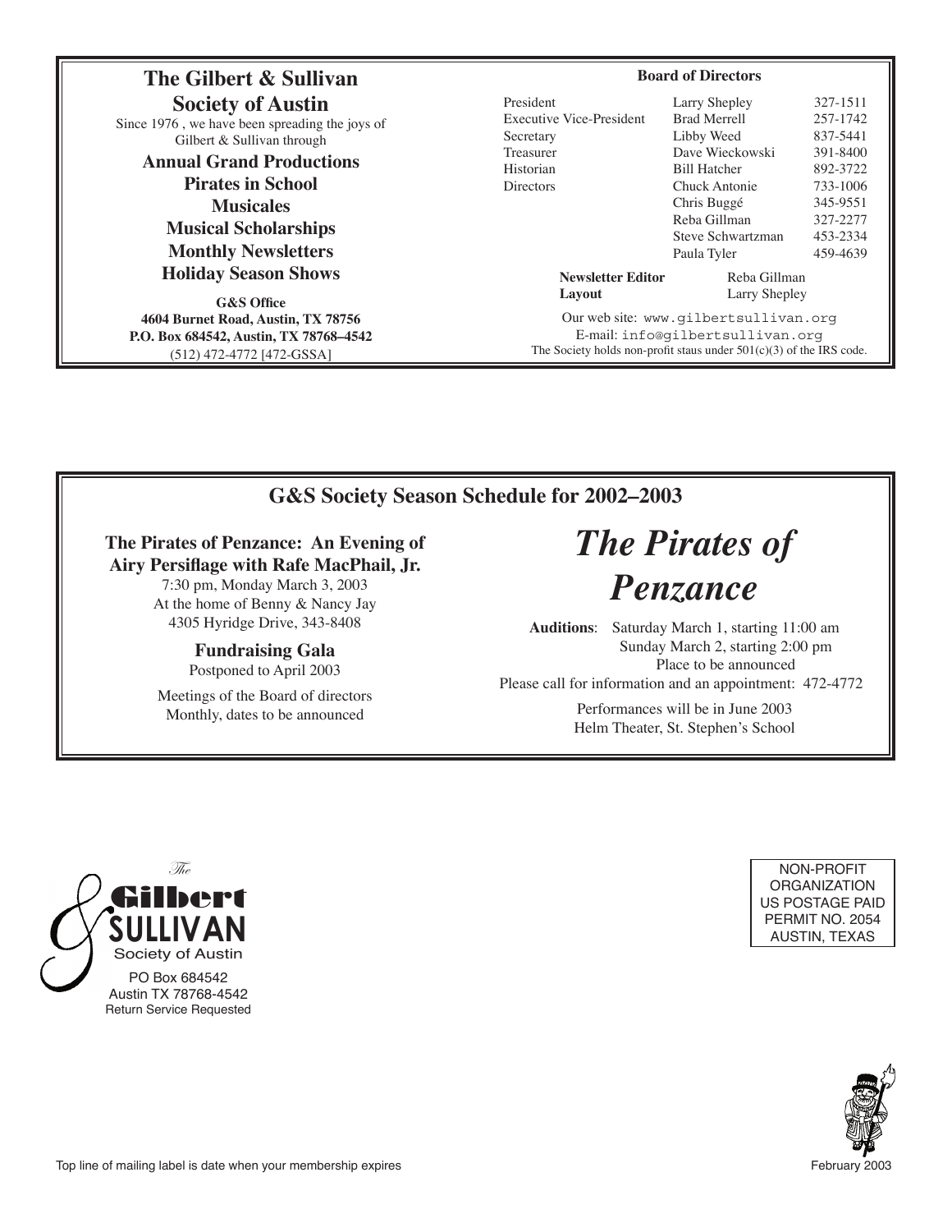## The Gilbert & Sullivan Society of Austin

Since 1976 , we have been spreading the joys of Gilbert & Sullivan through

**Annual Grand Productions**
**Pirates in School**
**Musicales**
**Musical Scholarships**
**Monthly Newsletters**
**Holiday Season Shows**

**G&S Office**
**4604 Burnet Road, Austin, TX 78756**
**P.O. Box 684542, Austin, TX 78768–4542**
(512) 472-4772 [472-GSSA]

**Board of Directors**

| | | |
|---|---|---|
| President | Larry Shepley | 327-1511 |
| Executive Vice-President | Brad Merrell | 257-1742 |
| Secretary | Libby Weed | 837-5441 |
| Treasurer | Dave Wieckowski | 391-8400 |
| Historian | Bill Hatcher | 892-3722 |
| Directors | Chuck Antonie | 733-1006 |
| | Chris Buggé | 345-9551 |
| | Reba Gillman | 327-2277 |
| | Steve Schwartzman | 453-2334 |
| | Paula Tyler | 459-4639 |

**Newsletter Editor** Reba Gillman
**Layout** Larry Shepley

Our web site: www.gilbertsullivan.org
E-mail: info@gilbertsullivan.org
The Society holds non-profit staus under 501(c)(3) of the IRS code.

## G&S Society Season Schedule for 2002–2003

**The Pirates of Penzance: An Evening of Airy Persiflage with Rafe MacPhail, Jr.**
7:30 pm, Monday March 3, 2003
At the home of Benny & Nancy Jay
4305 Hyridge Drive, 343-8408

**Fundraising Gala**
Postponed to April 2003

Meetings of the Board of directors
Monthly, dates to be announced

# *The Pirates of Penzance*

**Auditions**: Saturday March 1, starting 11:00 am
Sunday March 2, starting 2:00 pm
Place to be announced
Please call for information and an appointment: 472-4772

Performances will be in June 2003
Helm Theater, St. Stephen's School

The Gilbert & Sullivan Society of Austin
PO Box 684542
Austin TX 78768-4542
Return Service Requested

NON-PROFIT ORGANIZATION
US POSTAGE PAID
PERMIT NO. 2054
AUSTIN, TEXAS

Top line of mailing label is date when your membership expires

February 2003